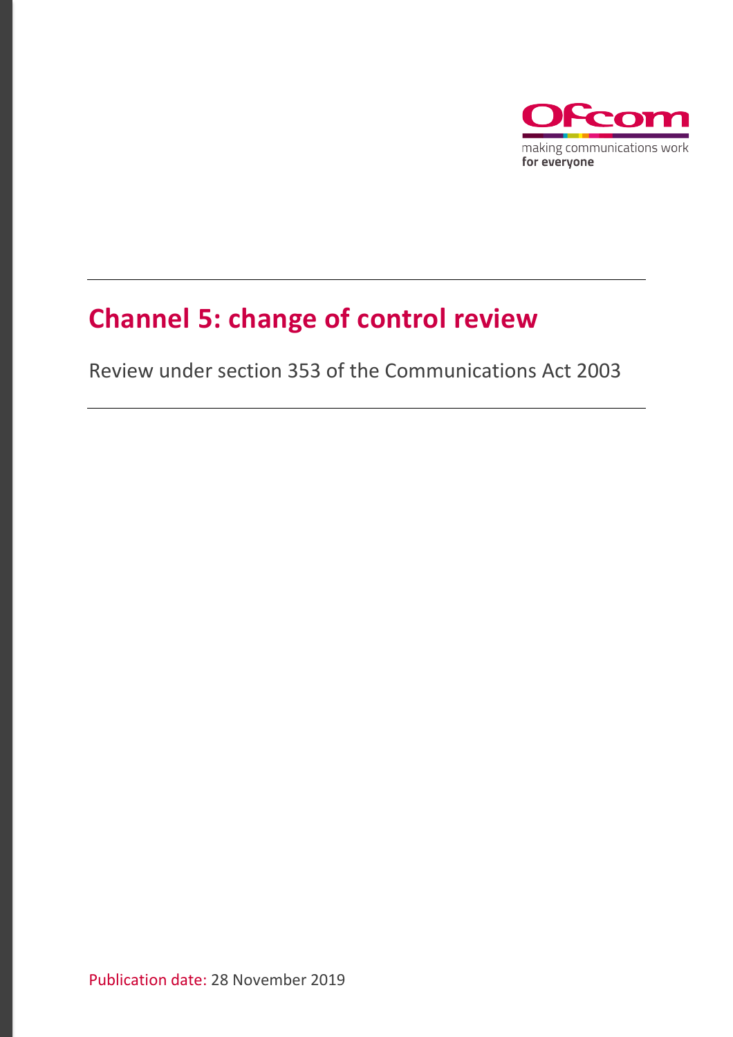# Channel 5: change of control review

Review under section 353 of the Communications Act 2003

Publication date: 28 November 2019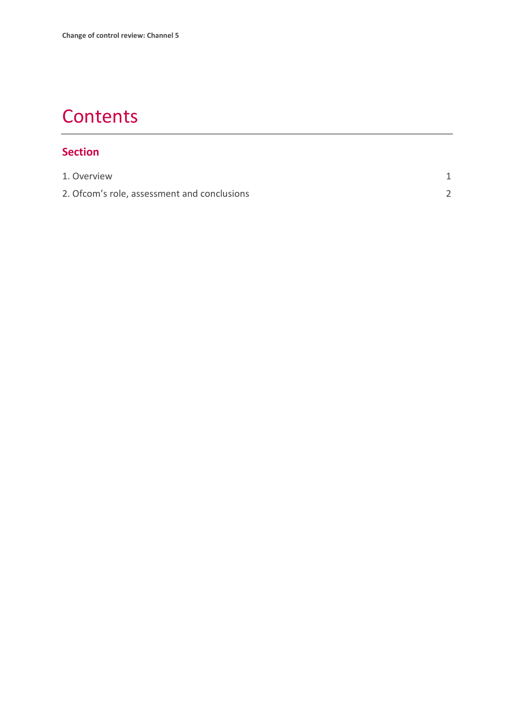# Contents

## Section

| | |
|---|---|
| 1. Overview | 1 |
| 2. Ofcom's role, assessment and conclusions | 2 |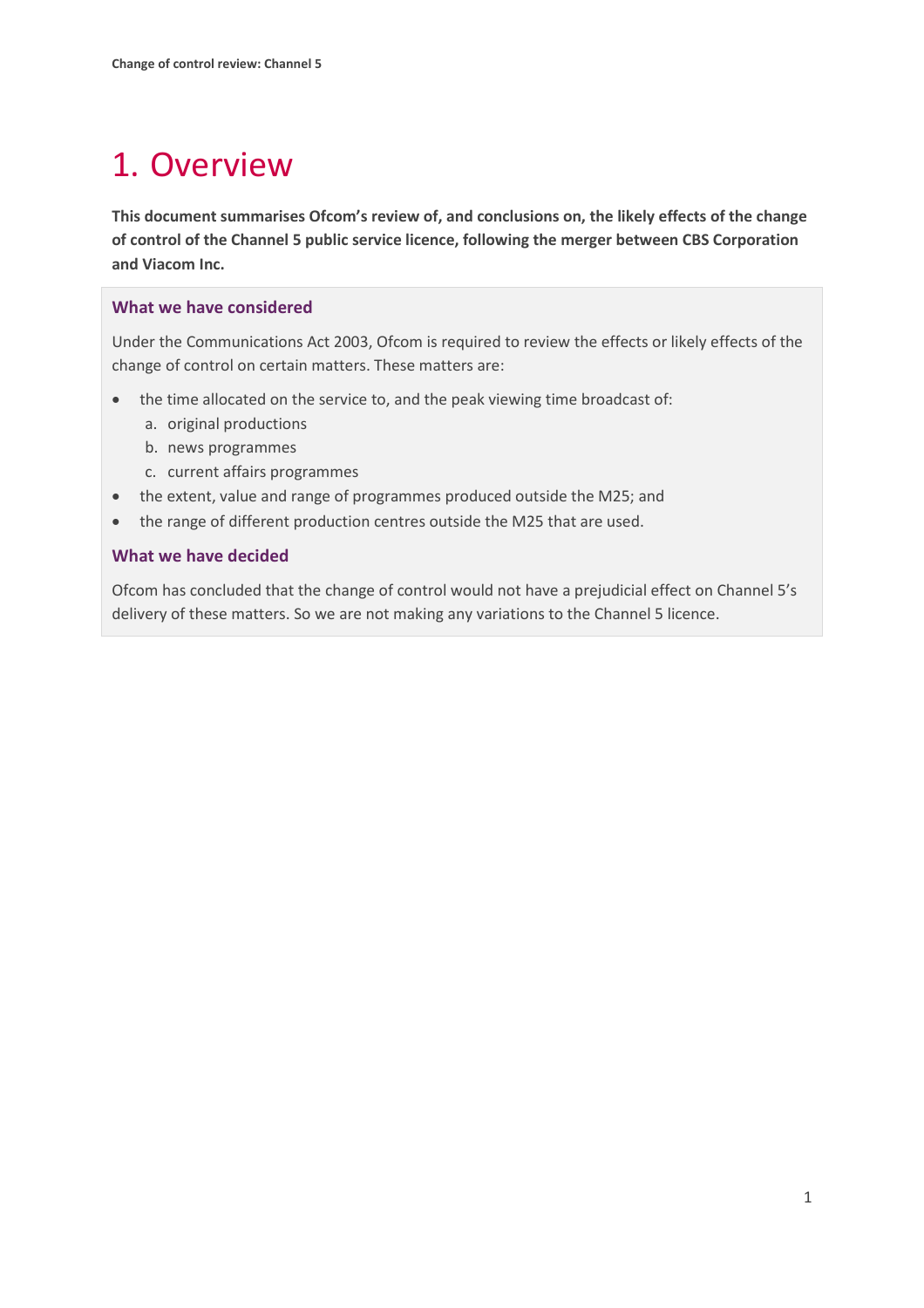# 1. Overview

**This document summarises Ofcom's review of, and conclusions on, the likely effects of the change of control of the Channel 5 public service licence, following the merger between CBS Corporation and Viacom Inc.**

### What we have considered

Under the Communications Act 2003, Ofcom is required to review the effects or likely effects of the change of control on certain matters. These matters are:

- the time allocated on the service to, and the peak viewing time broadcast of:
  a. original productions
  b. news programmes
  c. current affairs programmes
- the extent, value and range of programmes produced outside the M25; and
- the range of different production centres outside the M25 that are used.

### What we have decided

Ofcom has concluded that the change of control would not have a prejudicial effect on Channel 5's delivery of these matters. So we are not making any variations to the Channel 5 licence.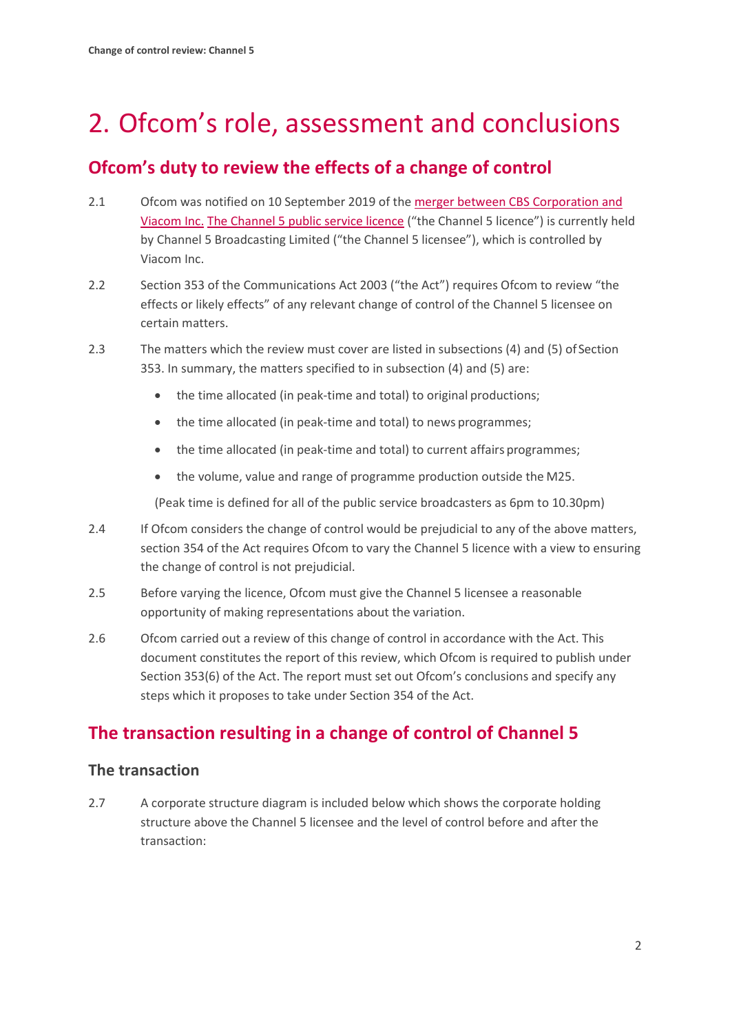# 2. Ofcom's role, assessment and conclusions

## Ofcom's duty to review the effects of a change of control

2.1 Ofcom was notified on 10 September 2019 of the merger between CBS Corporation and Viacom Inc. The Channel 5 public service licence ("the Channel 5 licence") is currently held by Channel 5 Broadcasting Limited ("the Channel 5 licensee"), which is controlled by Viacom Inc.

2.2 Section 353 of the Communications Act 2003 ("the Act") requires Ofcom to review "the effects or likely effects" of any relevant change of control of the Channel 5 licensee on certain matters.

2.3 The matters which the review must cover are listed in subsections (4) and (5) of Section 353. In summary, the matters specified to in subsection (4) and (5) are:

- the time allocated (in peak-time and total) to original productions;
- the time allocated (in peak-time and total) to news programmes;
- the time allocated (in peak-time and total) to current affairs programmes;
- the volume, value and range of programme production outside the M25.

(Peak time is defined for all of the public service broadcasters as 6pm to 10.30pm)

2.4 If Ofcom considers the change of control would be prejudicial to any of the above matters, section 354 of the Act requires Ofcom to vary the Channel 5 licence with a view to ensuring the change of control is not prejudicial.

2.5 Before varying the licence, Ofcom must give the Channel 5 licensee a reasonable opportunity of making representations about the variation.

2.6 Ofcom carried out a review of this change of control in accordance with the Act. This document constitutes the report of this review, which Ofcom is required to publish under Section 353(6) of the Act. The report must set out Ofcom's conclusions and specify any steps which it proposes to take under Section 354 of the Act.

## The transaction resulting in a change of control of Channel 5

### The transaction

2.7 A corporate structure diagram is included below which shows the corporate holding structure above the Channel 5 licensee and the level of control before and after the transaction: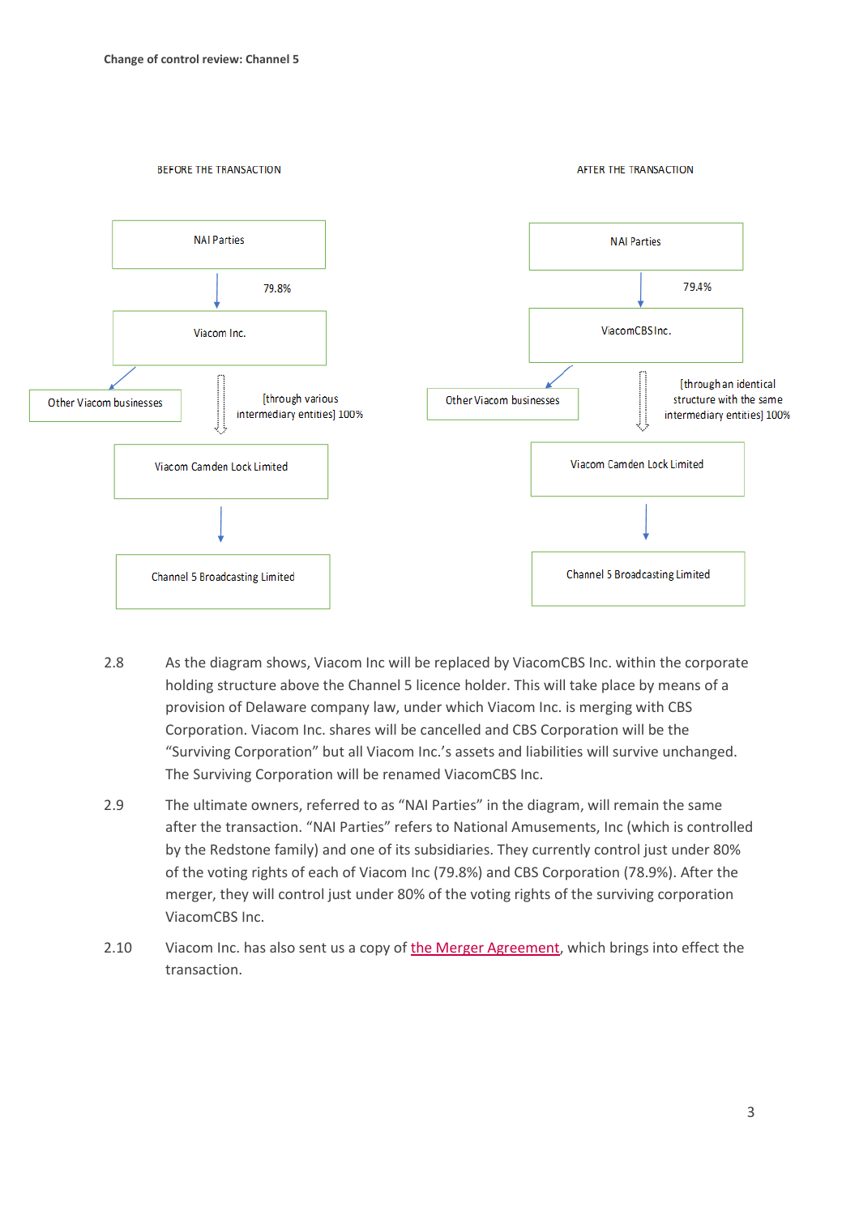BEFORE THE TRANSACTION

- NAI Parties
  - ↓ 79.8%
- Viacom Inc.
  - → Other Viacom businesses
  - ↓ [through various intermediary entities] 100%
- Viacom Camden Lock Limited
  - ↓
- Channel 5 Broadcasting Limited

AFTER THE TRANSACTION

- NAI Parties
  - ↓ 79.4%
- ViacomCBS Inc.
  - → Other Viacom businesses
  - ↓ [through an identical structure with the same intermediary entities] 100%
- Viacom Camden Lock Limited
  - ↓
- Channel 5 Broadcasting Limited

2.8 As the diagram shows, Viacom Inc will be replaced by ViacomCBS Inc. within the corporate holding structure above the Channel 5 licence holder. This will take place by means of a provision of Delaware company law, under which Viacom Inc. is merging with CBS Corporation. Viacom Inc. shares will be cancelled and CBS Corporation will be the "Surviving Corporation" but all Viacom Inc.'s assets and liabilities will survive unchanged. The Surviving Corporation will be renamed ViacomCBS Inc.

2.9 The ultimate owners, referred to as "NAI Parties" in the diagram, will remain the same after the transaction. "NAI Parties" refers to National Amusements, Inc (which is controlled by the Redstone family) and one of its subsidiaries. They currently control just under 80% of the voting rights of each of Viacom Inc (79.8%) and CBS Corporation (78.9%). After the merger, they will control just under 80% of the voting rights of the surviving corporation ViacomCBS Inc.

2.10 Viacom Inc. has also sent us a copy of the Merger Agreement, which brings into effect the transaction.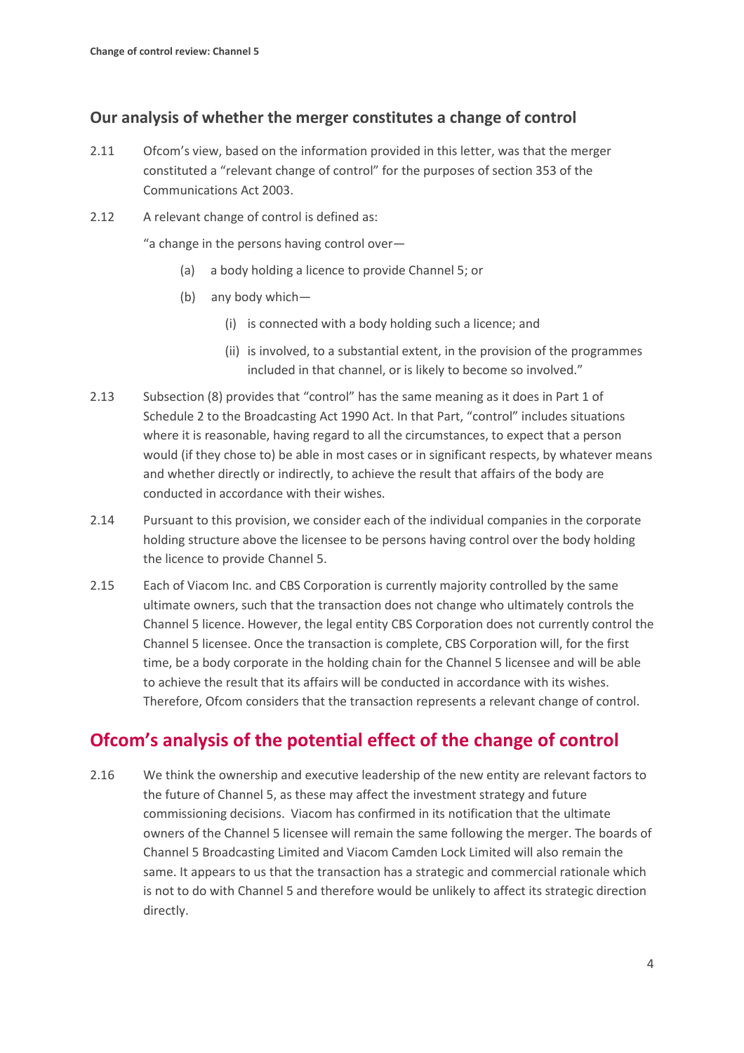## Our analysis of whether the merger constitutes a change of control

2.11 Ofcom's view, based on the information provided in this letter, was that the merger constituted a "relevant change of control" for the purposes of section 353 of the Communications Act 2003.

2.12 A relevant change of control is defined as:

"a change in the persons having control over—

(a) a body holding a licence to provide Channel 5; or

(b) any body which—

(i) is connected with a body holding such a licence; and

(ii) is involved, to a substantial extent, in the provision of the programmes included in that channel, or is likely to become so involved."

2.13 Subsection (8) provides that "control" has the same meaning as it does in Part 1 of Schedule 2 to the Broadcasting Act 1990 Act. In that Part, "control" includes situations where it is reasonable, having regard to all the circumstances, to expect that a person would (if they chose to) be able in most cases or in significant respects, by whatever means and whether directly or indirectly, to achieve the result that affairs of the body are conducted in accordance with their wishes.

2.14 Pursuant to this provision, we consider each of the individual companies in the corporate holding structure above the licensee to be persons having control over the body holding the licence to provide Channel 5.

2.15 Each of Viacom Inc. and CBS Corporation is currently majority controlled by the same ultimate owners, such that the transaction does not change who ultimately controls the Channel 5 licence. However, the legal entity CBS Corporation does not currently control the Channel 5 licensee. Once the transaction is complete, CBS Corporation will, for the first time, be a body corporate in the holding chain for the Channel 5 licensee and will be able to achieve the result that its affairs will be conducted in accordance with its wishes. Therefore, Ofcom considers that the transaction represents a relevant change of control.

# Ofcom's analysis of the potential effect of the change of control

2.16 We think the ownership and executive leadership of the new entity are relevant factors to the future of Channel 5, as these may affect the investment strategy and future commissioning decisions. Viacom has confirmed in its notification that the ultimate owners of the Channel 5 licensee will remain the same following the merger. The boards of Channel 5 Broadcasting Limited and Viacom Camden Lock Limited will also remain the same. It appears to us that the transaction has a strategic and commercial rationale which is not to do with Channel 5 and therefore would be unlikely to affect its strategic direction directly.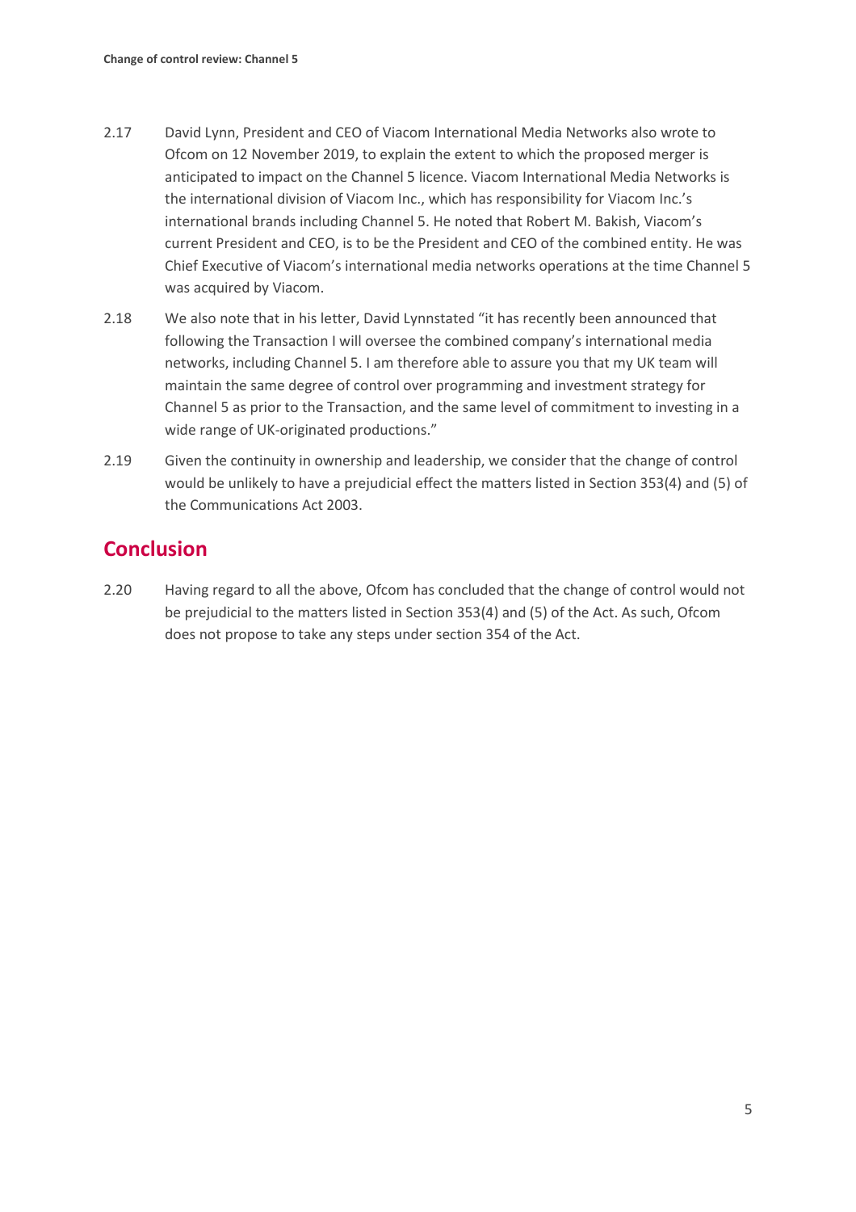2.17 David Lynn, President and CEO of Viacom International Media Networks also wrote to Ofcom on 12 November 2019, to explain the extent to which the proposed merger is anticipated to impact on the Channel 5 licence. Viacom International Media Networks is the international division of Viacom Inc., which has responsibility for Viacom Inc.'s international brands including Channel 5. He noted that Robert M. Bakish, Viacom's current President and CEO, is to be the President and CEO of the combined entity. He was Chief Executive of Viacom's international media networks operations at the time Channel 5 was acquired by Viacom.

2.18 We also note that in his letter, David Lynnstated "it has recently been announced that following the Transaction I will oversee the combined company's international media networks, including Channel 5. I am therefore able to assure you that my UK team will maintain the same degree of control over programming and investment strategy for Channel 5 as prior to the Transaction, and the same level of commitment to investing in a wide range of UK-originated productions."

2.19 Given the continuity in ownership and leadership, we consider that the change of control would be unlikely to have a prejudicial effect the matters listed in Section 353(4) and (5) of the Communications Act 2003.

## Conclusion

2.20 Having regard to all the above, Ofcom has concluded that the change of control would not be prejudicial to the matters listed in Section 353(4) and (5) of the Act. As such, Ofcom does not propose to take any steps under section 354 of the Act.